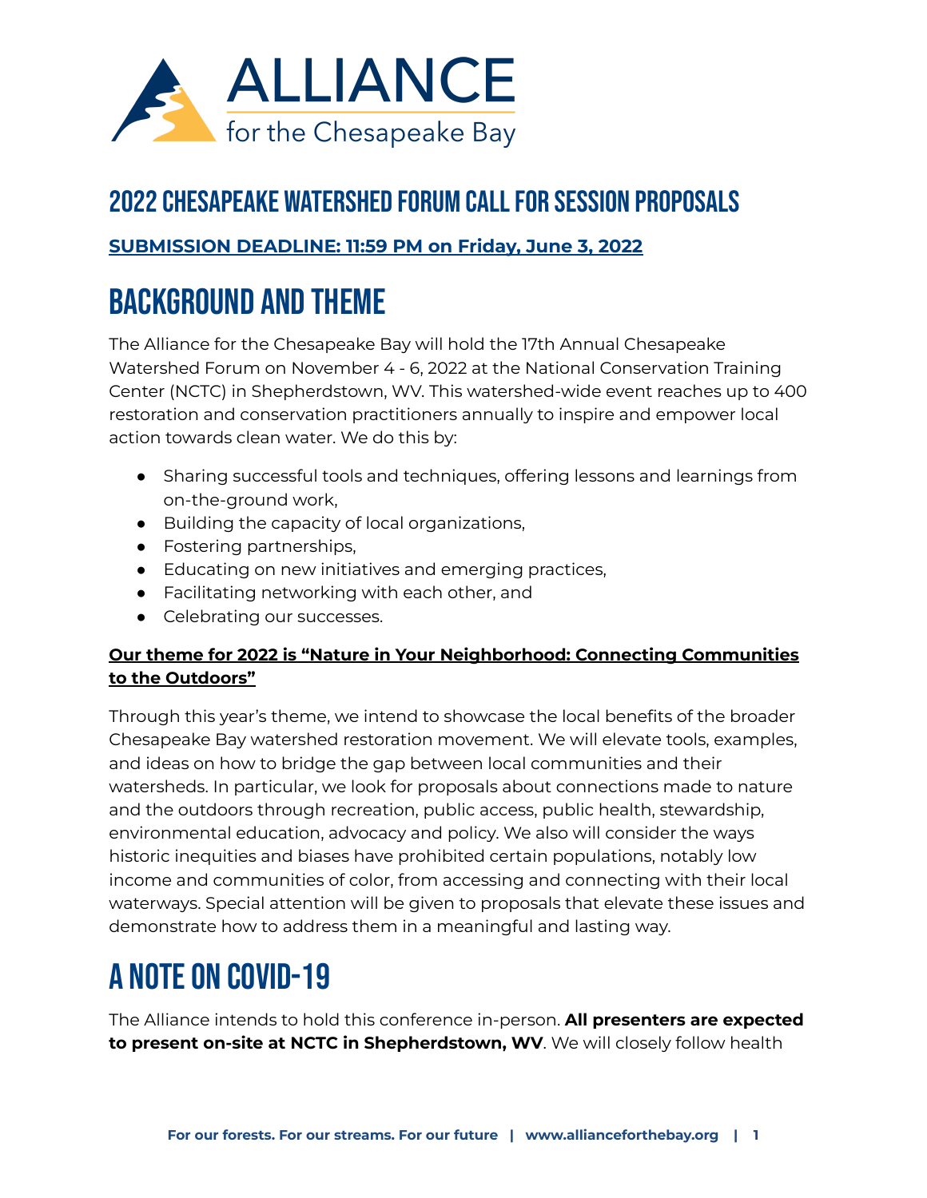# 2022 Chesapeake Watershed Forum Call for Session Proposals

**SUBMISSION DEADLINE: 11:59 PM on Friday, June 3, 2022**

## Background and Theme

The Alliance for the Chesapeake Bay will hold the 17th Annual Chesapeake Watershed Forum on November 4 - 6, 2022 at the National Conservation Training Center (NCTC) in Shepherdstown, WV. This watershed-wide event reaches up to 400 restoration and conservation practitioners annually to inspire and empower local action towards clean water. We do this by:

- Sharing successful tools and techniques, offering lessons and learnings from on-the-ground work,
- Building the capacity of local organizations,
- Fostering partnerships,
- Educating on new initiatives and emerging practices,
- Facilitating networking with each other, and
- Celebrating our successes.

**Our theme for 2022 is "Nature in Your Neighborhood: Connecting Communities to the Outdoors"**

Through this year's theme, we intend to showcase the local benefits of the broader Chesapeake Bay watershed restoration movement. We will elevate tools, examples, and ideas on how to bridge the gap between local communities and their watersheds. In particular, we look for proposals about connections made to nature and the outdoors through recreation, public access, public health, stewardship, environmental education, advocacy and policy. We also will consider the ways historic inequities and biases have prohibited certain populations, notably low income and communities of color, from accessing and connecting with their local waterways. Special attention will be given to proposals that elevate these issues and demonstrate how to address them in a meaningful and lasting way.

## A Note on COVID-19

The Alliance intends to hold this conference in-person. **All presenters are expected to present on-site at NCTC in Shepherdstown, WV**. We will closely follow health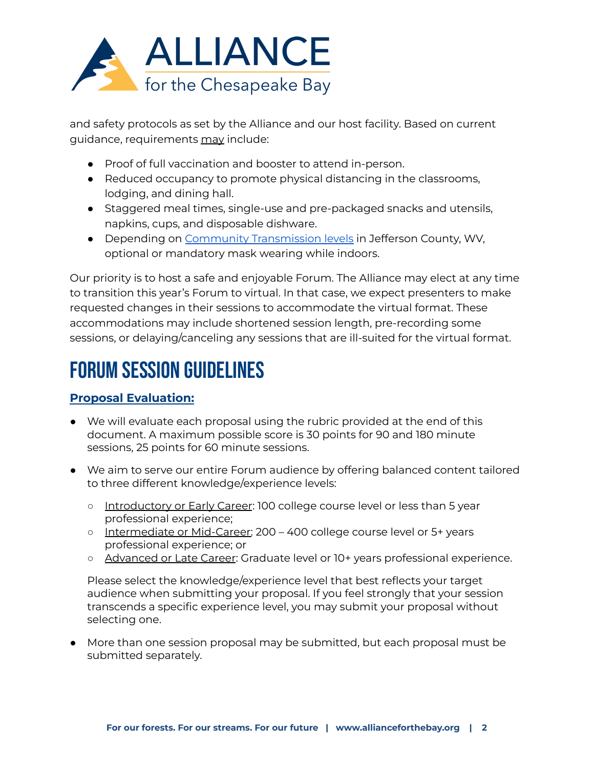and safety protocols as set by the Alliance and our host facility. Based on current guidance, requirements may include:

- Proof of full vaccination and booster to attend in-person.
- Reduced occupancy to promote physical distancing in the classrooms, lodging, and dining hall.
- Staggered meal times, single-use and pre-packaged snacks and utensils, napkins, cups, and disposable dishware.
- Depending on Community Transmission levels in Jefferson County, WV, optional or mandatory mask wearing while indoors.

Our priority is to host a safe and enjoyable Forum. The Alliance may elect at any time to transition this year's Forum to virtual. In that case, we expect presenters to make requested changes in their sessions to accommodate the virtual format. These accommodations may include shortened session length, pre-recording some sessions, or delaying/canceling any sessions that are ill-suited for the virtual format.

# FORUM SESSION GUIDELINES

## Proposal Evaluation:

- We will evaluate each proposal using the rubric provided at the end of this document. A maximum possible score is 30 points for 90 and 180 minute sessions, 25 points for 60 minute sessions.
- We aim to serve our entire Forum audience by offering balanced content tailored to three different knowledge/experience levels:
    - Introductory or Early Career: 100 college course level or less than 5 year professional experience;
    - Intermediate or Mid-Career: 200 – 400 college course level or 5+ years professional experience; or
    - Advanced or Late Career: Graduate level or 10+ years professional experience.

  Please select the knowledge/experience level that best reflects your target audience when submitting your proposal. If you feel strongly that your session transcends a specific experience level, you may submit your proposal without selecting one.
- More than one session proposal may be submitted, but each proposal must be submitted separately.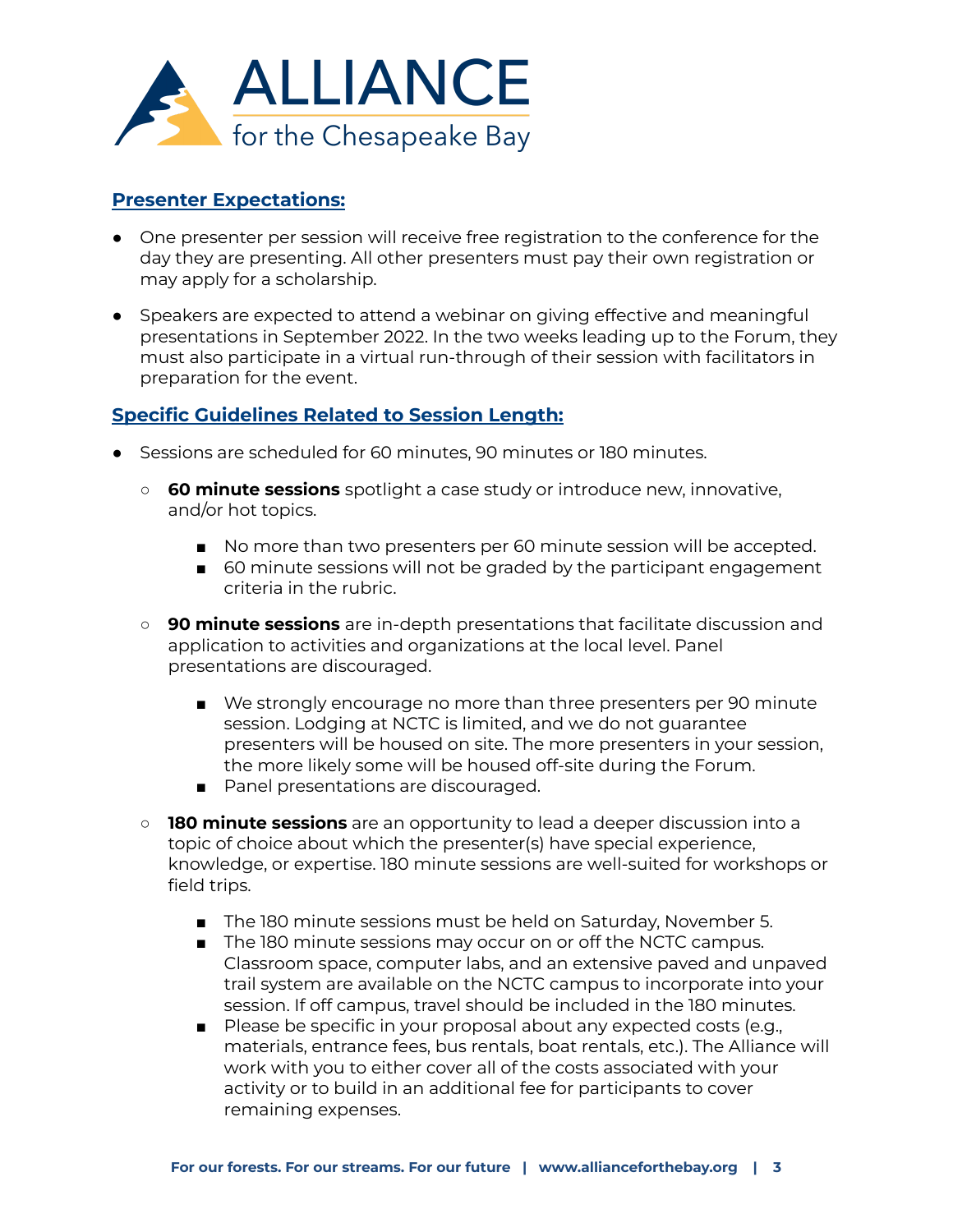## Presenter Expectations:

- One presenter per session will receive free registration to the conference for the day they are presenting. All other presenters must pay their own registration or may apply for a scholarship.
- Speakers are expected to attend a webinar on giving effective and meaningful presentations in September 2022. In the two weeks leading up to the Forum, they must also participate in a virtual run-through of their session with facilitators in preparation for the event.

## Specific Guidelines Related to Session Length:

- Sessions are scheduled for 60 minutes, 90 minutes or 180 minutes.
  - **60 minute sessions** spotlight a case study or introduce new, innovative, and/or hot topics.
    - No more than two presenters per 60 minute session will be accepted.
    - 60 minute sessions will not be graded by the participant engagement criteria in the rubric.
  - **90 minute sessions** are in-depth presentations that facilitate discussion and application to activities and organizations at the local level. Panel presentations are discouraged.
    - We strongly encourage no more than three presenters per 90 minute session. Lodging at NCTC is limited, and we do not guarantee presenters will be housed on site. The more presenters in your session, the more likely some will be housed off-site during the Forum.
    - Panel presentations are discouraged.
  - **180 minute sessions** are an opportunity to lead a deeper discussion into a topic of choice about which the presenter(s) have special experience, knowledge, or expertise. 180 minute sessions are well-suited for workshops or field trips.
    - The 180 minute sessions must be held on Saturday, November 5.
    - The 180 minute sessions may occur on or off the NCTC campus. Classroom space, computer labs, and an extensive paved and unpaved trail system are available on the NCTC campus to incorporate into your session. If off campus, travel should be included in the 180 minutes.
    - Please be specific in your proposal about any expected costs (e.g., materials, entrance fees, bus rentals, boat rentals, etc.). The Alliance will work with you to either cover all of the costs associated with your activity or to build in an additional fee for participants to cover remaining expenses.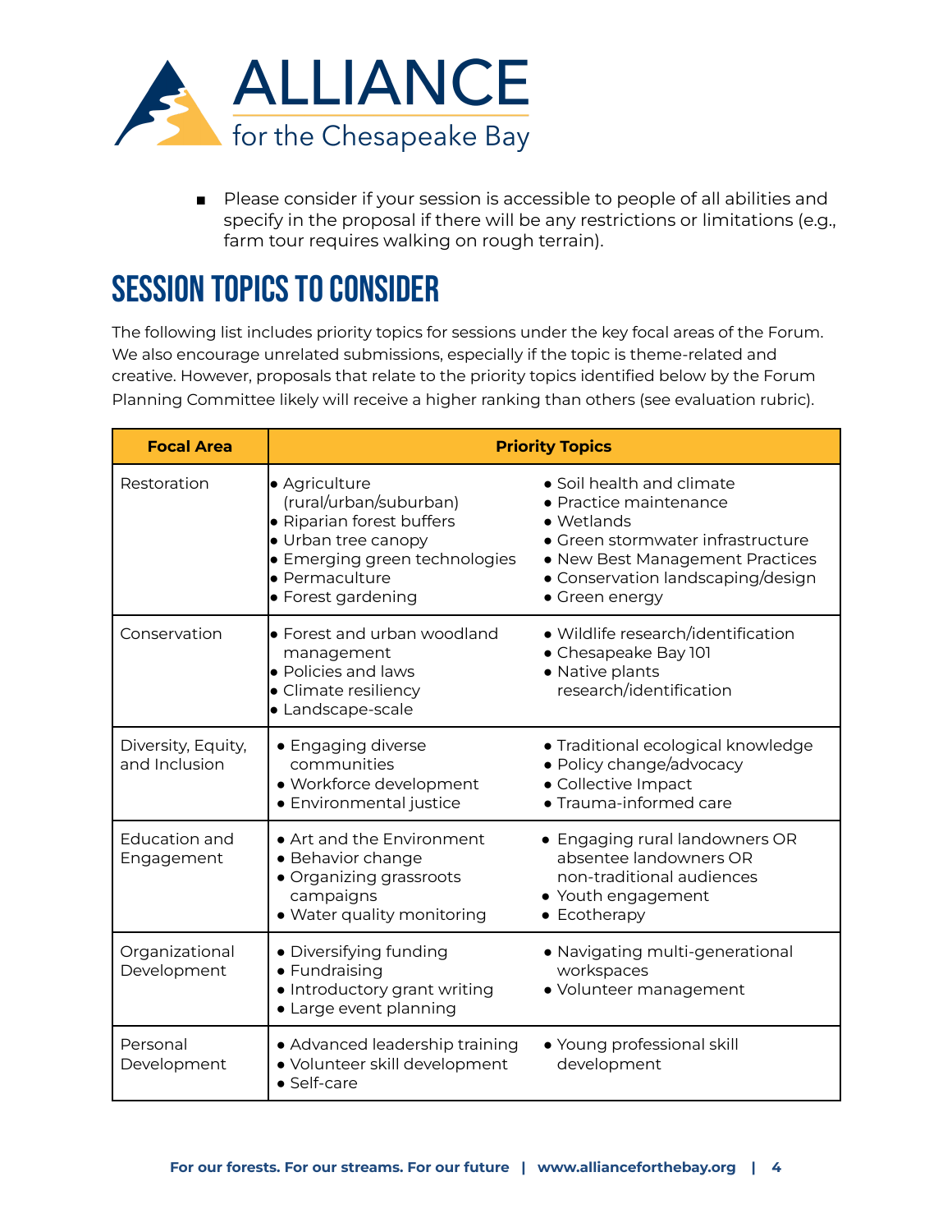- Please consider if your session is accessible to people of all abilities and specify in the proposal if there will be any restrictions or limitations (e.g., farm tour requires walking on rough terrain).

# SESSION TOPICS TO CONSIDER

The following list includes priority topics for sessions under the key focal areas of the Forum. We also encourage unrelated submissions, especially if the topic is theme-related and creative. However, proposals that relate to the priority topics identified below by the Forum Planning Committee likely will receive a higher ranking than others (see evaluation rubric).

| Focal Area | Priority Topics | |
|---|---|---|
| Restoration | • Agriculture (rural/urban/suburban)<br>• Riparian forest buffers<br>• Urban tree canopy<br>• Emerging green technologies<br>• Permaculture<br>• Forest gardening | • Soil health and climate<br>• Practice maintenance<br>• Wetlands<br>• Green stormwater infrastructure<br>• New Best Management Practices<br>• Conservation landscaping/design<br>• Green energy |
| Conservation | • Forest and urban woodland management<br>• Policies and laws<br>• Climate resiliency<br>• Landscape-scale | • Wildlife research/identification<br>• Chesapeake Bay 101<br>• Native plants research/identification |
| Diversity, Equity, and Inclusion | • Engaging diverse communities<br>• Workforce development<br>• Environmental justice | • Traditional ecological knowledge<br>• Policy change/advocacy<br>• Collective Impact<br>• Trauma-informed care |
| Education and Engagement | • Art and the Environment<br>• Behavior change<br>• Organizing grassroots campaigns<br>• Water quality monitoring | • Engaging rural landowners OR absentee landowners OR non-traditional audiences<br>• Youth engagement<br>• Ecotherapy |
| Organizational Development | • Diversifying funding<br>• Fundraising<br>• Introductory grant writing<br>• Large event planning | • Navigating multi-generational workspaces<br>• Volunteer management |
| Personal Development | • Advanced leadership training<br>• Volunteer skill development<br>• Self-care | • Young professional skill development |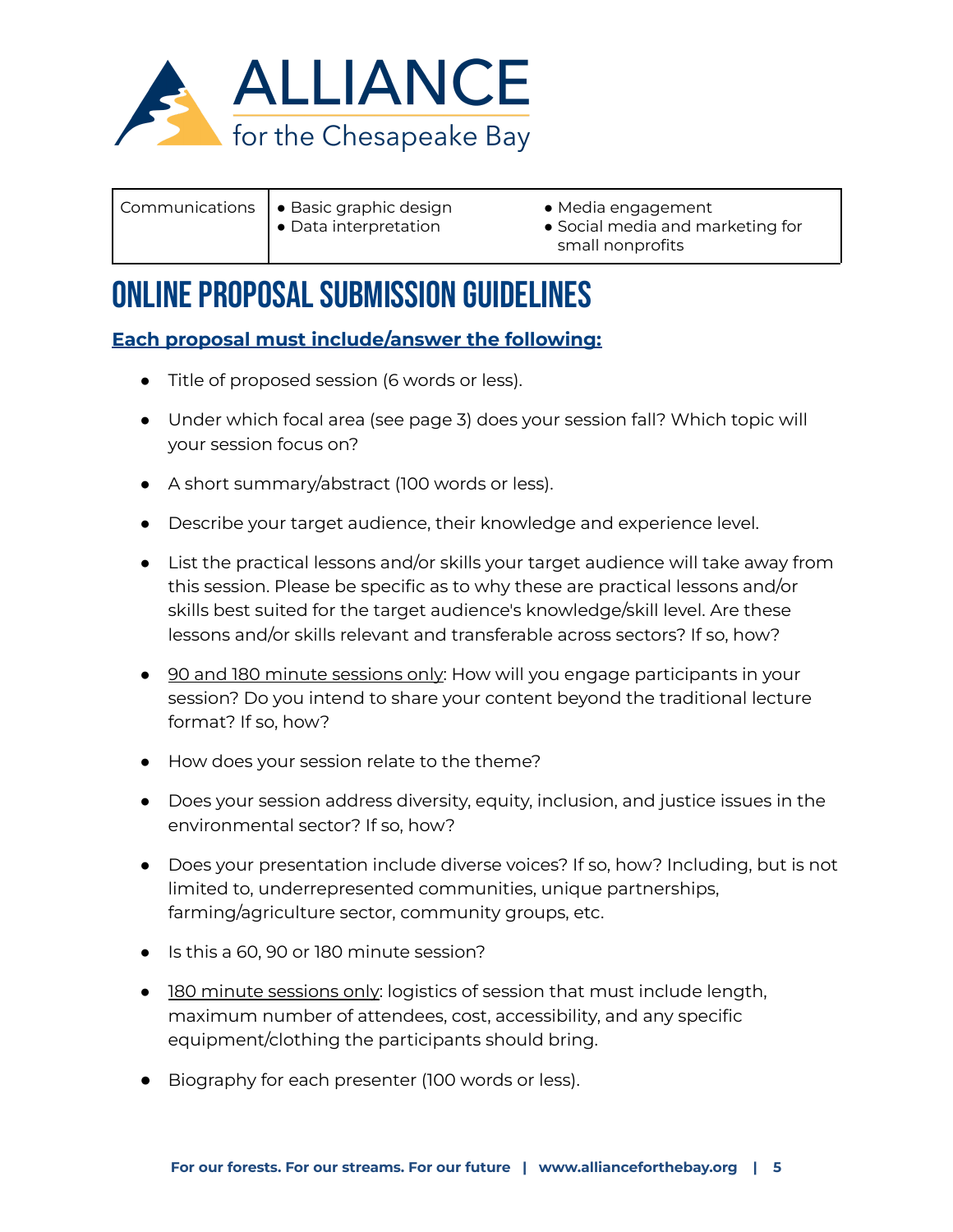| Communications | • Basic graphic design<br>• Data interpretation | • Media engagement<br>• Social media and marketing for small nonprofits |
|---|---|---|

# ONLINE PROPOSAL SUBMISSION GUIDELINES

**Each proposal must include/answer the following:**

- Title of proposed session (6 words or less).
- Under which focal area (see page 3) does your session fall? Which topic will your session focus on?
- A short summary/abstract (100 words or less).
- Describe your target audience, their knowledge and experience level.
- List the practical lessons and/or skills your target audience will take away from this session. Please be specific as to why these are practical lessons and/or skills best suited for the target audience's knowledge/skill level. Are these lessons and/or skills relevant and transferable across sectors? If so, how?
- 90 and 180 minute sessions only: How will you engage participants in your session? Do you intend to share your content beyond the traditional lecture format? If so, how?
- How does your session relate to the theme?
- Does your session address diversity, equity, inclusion, and justice issues in the environmental sector? If so, how?
- Does your presentation include diverse voices? If so, how? Including, but is not limited to, underrepresented communities, unique partnerships, farming/agriculture sector, community groups, etc.
- Is this a 60, 90 or 180 minute session?
- 180 minute sessions only: logistics of session that must include length, maximum number of attendees, cost, accessibility, and any specific equipment/clothing the participants should bring.
- Biography for each presenter (100 words or less).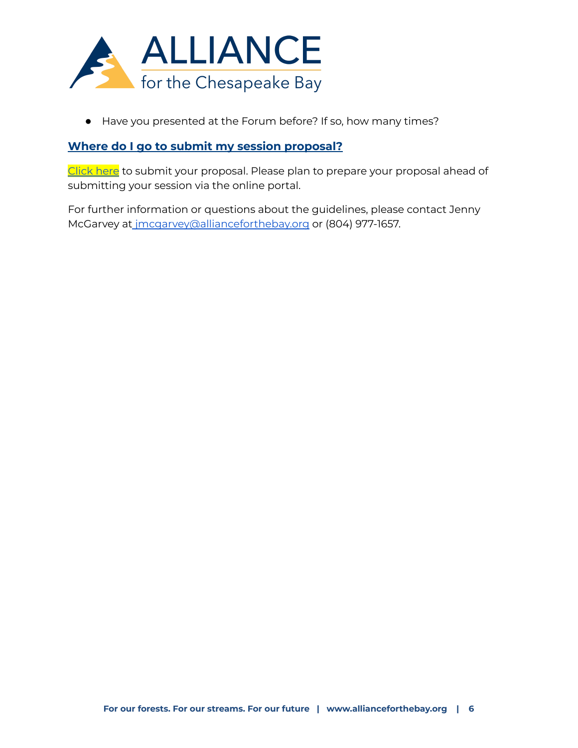- Have you presented at the Forum before? If so, how many times?

## Where do I go to submit my session proposal?

Click here to submit your proposal. Please plan to prepare your proposal ahead of submitting your session via the online portal.

For further information or questions about the guidelines, please contact Jenny McGarvey at jmcgarvey@allianceforthebay.org or (804) 977-1657.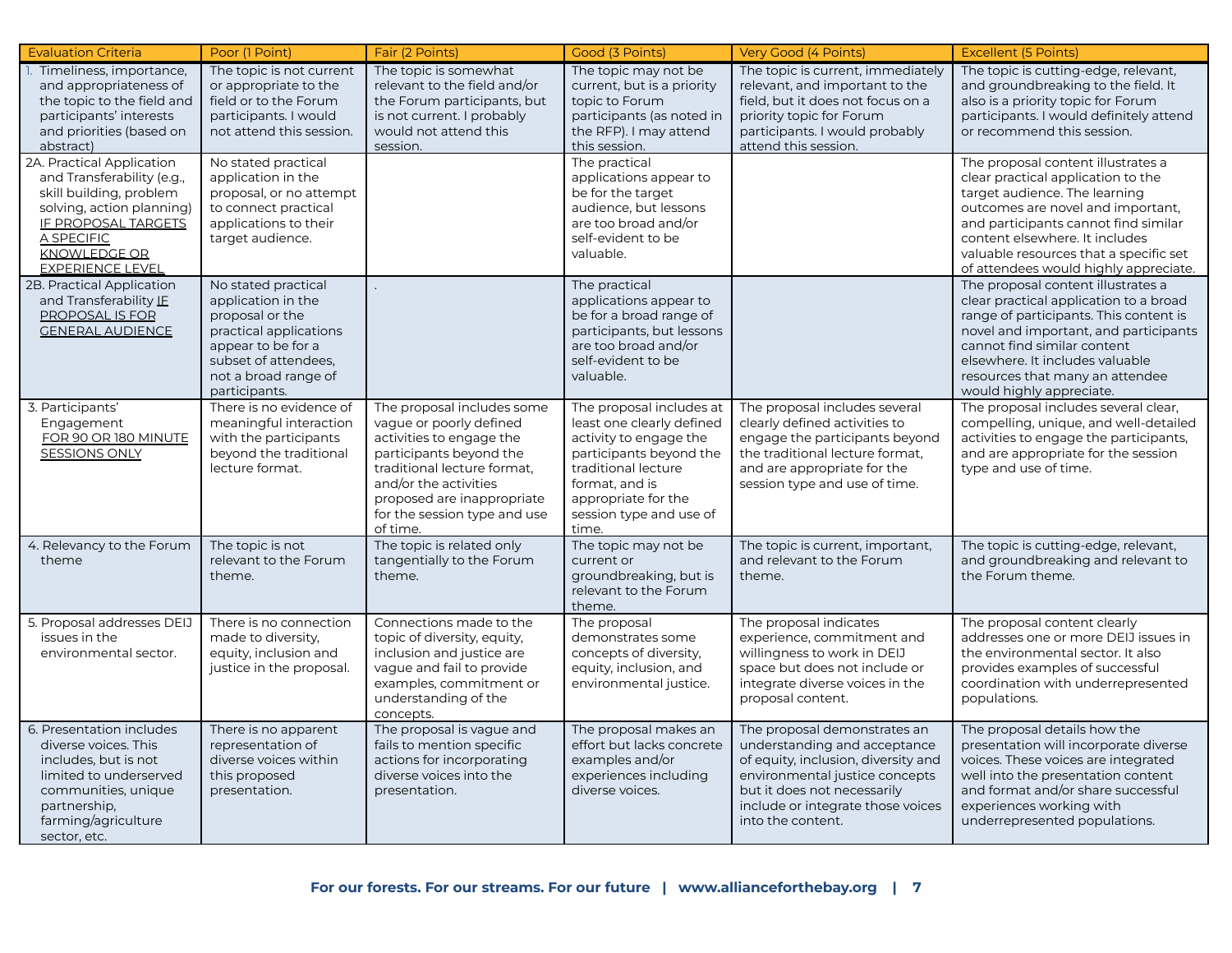| Evaluation Criteria | Poor (1 Point) | Fair (2 Points) | Good (3 Points) | Very Good (4 Points) | Excellent (5 Points) |
|---|---|---|---|---|---|
| 1. Timeliness, importance, and appropriateness of the topic to the field and participants' interests and priorities (based on abstract) | The topic is not current or appropriate to the field or to the Forum participants. I would not attend this session. | The topic is somewhat relevant to the field and/or the Forum participants, but is not current. I probably would not attend this session. | The topic may not be current, but is a priority topic to Forum participants (as noted in the RFP). I may attend this session. | The topic is current, immediately relevant, and important to the field, but it does not focus on a priority topic for Forum participants. I would probably attend this session. | The topic is cutting-edge, relevant, and groundbreaking to the field. It also is a priority topic for Forum participants. I would definitely attend or recommend this session. |
| 2A. Practical Application and Transferability (e.g., skill building, problem solving, action planning) IF PROPOSAL TARGETS A SPECIFIC KNOWLEDGE OR EXPERIENCE LEVEL | No stated practical application in the proposal, or no attempt to connect practical applications to their target audience. | | The practical applications appear to be for the target audience, but lessons are too broad and/or self-evident to be valuable. | | The proposal content illustrates a clear practical application to the target audience. The learning outcomes are novel and important, and participants cannot find similar content elsewhere. It includes valuable resources that a specific set of attendees would highly appreciate. |
| 2B. Practical Application and Transferability IF PROPOSAL IS FOR GENERAL AUDIENCE | No stated practical application in the proposal or the practical applications appear to be for a subset of attendees, not a broad range of participants. | . | The practical applications appear to be for a broad range of participants, but lessons are too broad and/or self-evident to be valuable. | | The proposal content illustrates a clear practical application to a broad range of participants. This content is novel and important, and participants cannot find similar content elsewhere. It includes valuable resources that many an attendee would highly appreciate. |
| 3. Participants' Engagement FOR 90 OR 180 MINUTE SESSIONS ONLY | There is no evidence of meaningful interaction with the participants beyond the traditional lecture format. | The proposal includes some vague or poorly defined activities to engage the participants beyond the traditional lecture format, and/or the activities proposed are inappropriate for the session type and use of time. | The proposal includes at least one clearly defined activity to engage the participants beyond the traditional lecture format, and is appropriate for the session type and use of time. | The proposal includes several clearly defined activities to engage the participants beyond the traditional lecture format, and are appropriate for the session type and use of time. | The proposal includes several clear, compelling, unique, and well-detailed activities to engage the participants, and are appropriate for the session type and use of time. |
| 4. Relevancy to the Forum theme | The topic is not relevant to the Forum theme. | The topic is related only tangentially to the Forum theme. | The topic may not be current or groundbreaking, but is relevant to the Forum theme. | The topic is current, important, and relevant to the Forum theme. | The topic is cutting-edge, relevant, and groundbreaking and relevant to the Forum theme. |
| 5. Proposal addresses DEIJ issues in the environmental sector. | There is no connection made to diversity, equity, inclusion and justice in the proposal. | Connections made to the topic of diversity, equity, inclusion and justice are vague and fail to provide examples, commitment or understanding of the concepts. | The proposal demonstrates some concepts of diversity, equity, inclusion, and environmental justice. | The proposal indicates experience, commitment and willingness to work in DEIJ space but does not include or integrate diverse voices in the proposal content. | The proposal content clearly addresses one or more DEIJ issues in the environmental sector. It also provides examples of successful coordination with underrepresented populations. |
| 6. Presentation includes diverse voices. This includes, but is not limited to underserved communities, unique partnership, farming/agriculture sector, etc. | There is no apparent representation of diverse voices within this proposed presentation. | The proposal is vague and fails to mention specific actions for incorporating diverse voices into the presentation. | The proposal makes an effort but lacks concrete examples and/or experiences including diverse voices. | The proposal demonstrates an understanding and acceptance of equity, inclusion, diversity and environmental justice concepts but it does not necessarily include or integrate those voices into the content. | The proposal details how the presentation will incorporate diverse voices. These voices are integrated well into the presentation content and format and/or share successful experiences working with underrepresented populations. |